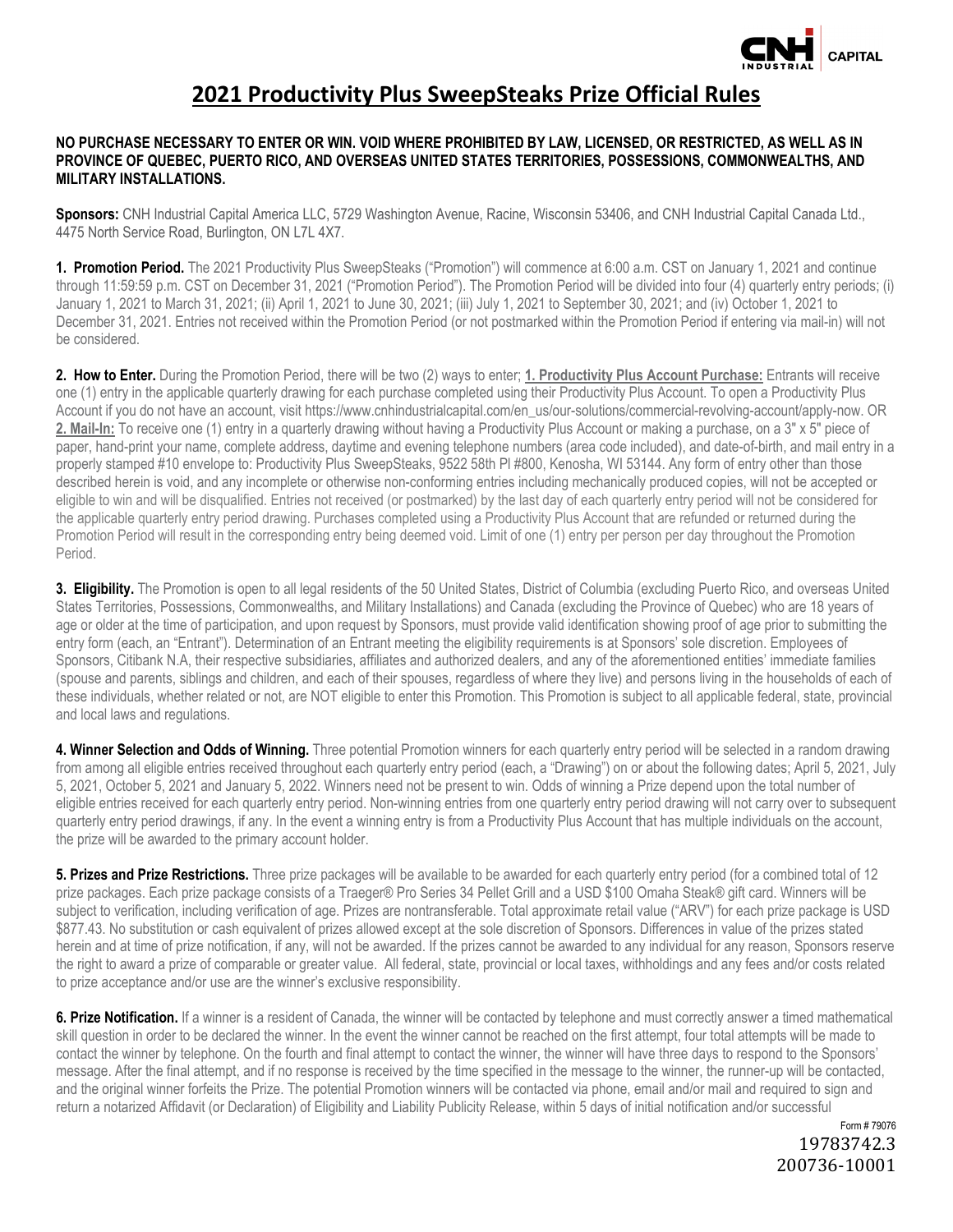# 2021 Productivity Plus SweepSteaks Prize Official Rules

**NO PURCHASE NECESSARY TO ENTER OR WIN. VOID WHERE PROHIBITED BY LAW, LICENSED, OR RESTRICTED, AS WELL AS IN PROVINCE OF QUEBEC, PUERTO RICO, AND OVERSEAS UNITED STATES TERRITORIES, POSSESSIONS, COMMONWEALTHS, AND MILITARY INSTALLATIONS.**

**Sponsors:** CNH Industrial Capital America LLC, 5729 Washington Avenue, Racine, Wisconsin 53406, and CNH Industrial Capital Canada Ltd., 4475 North Service Road, Burlington, ON L7L 4X7.

**1. Promotion Period.** The 2021 Productivity Plus SweepSteaks ("Promotion") will commence at 6:00 a.m. CST on January 1, 2021 and continue through 11:59:59 p.m. CST on December 31, 2021 ("Promotion Period"). The Promotion Period will be divided into four (4) quarterly entry periods; (i) January 1, 2021 to March 31, 2021; (ii) April 1, 2021 to June 30, 2021; (iii) July 1, 2021 to September 30, 2021; and (iv) October 1, 2021 to December 31, 2021. Entries not received within the Promotion Period (or not postmarked within the Promotion Period if entering via mail-in) will not be considered.

**2. How to Enter.** During the Promotion Period, there will be two (2) ways to enter; **1. Productivity Plus Account Purchase:** Entrants will receive one (1) entry in the applicable quarterly drawing for each purchase completed using their Productivity Plus Account. To open a Productivity Plus Account if you do not have an account, visit https://www.cnhindustrialcapital.com/en_us/our-solutions/commercial-revolving-account/apply-now. OR **2. Mail-In:** To receive one (1) entry in a quarterly drawing without having a Productivity Plus Account or making a purchase, on a 3" x 5" piece of paper, hand-print your name, complete address, daytime and evening telephone numbers (area code included), and date-of-birth, and mail entry in a properly stamped #10 envelope to: Productivity Plus SweepSteaks, 9522 58th Pl #800, Kenosha, WI 53144. Any form of entry other than those described herein is void, and any incomplete or otherwise non-conforming entries including mechanically produced copies, will not be accepted or eligible to win and will be disqualified. Entries not received (or postmarked) by the last day of each quarterly entry period will not be considered for the applicable quarterly entry period drawing. Purchases completed using a Productivity Plus Account that are refunded or returned during the Promotion Period will result in the corresponding entry being deemed void. Limit of one (1) entry per person per day throughout the Promotion Period.

**3. Eligibility.** The Promotion is open to all legal residents of the 50 United States, District of Columbia (excluding Puerto Rico, and overseas United States Territories, Possessions, Commonwealths, and Military Installations) and Canada (excluding the Province of Quebec) who are 18 years of age or older at the time of participation, and upon request by Sponsors, must provide valid identification showing proof of age prior to submitting the entry form (each, an "Entrant"). Determination of an Entrant meeting the eligibility requirements is at Sponsors' sole discretion. Employees of Sponsors, Citibank N.A, their respective subsidiaries, affiliates and authorized dealers, and any of the aforementioned entities' immediate families (spouse and parents, siblings and children, and each of their spouses, regardless of where they live) and persons living in the households of each of these individuals, whether related or not, are NOT eligible to enter this Promotion. This Promotion is subject to all applicable federal, state, provincial and local laws and regulations.

**4. Winner Selection and Odds of Winning.** Three potential Promotion winners for each quarterly entry period will be selected in a random drawing from among all eligible entries received throughout each quarterly entry period (each, a "Drawing") on or about the following dates; April 5, 2021, July 5, 2021, October 5, 2021 and January 5, 2022. Winners need not be present to win. Odds of winning a Prize depend upon the total number of eligible entries received for each quarterly entry period. Non-winning entries from one quarterly entry period drawing will not carry over to subsequent quarterly entry period drawings, if any. In the event a winning entry is from a Productivity Plus Account that has multiple individuals on the account, the prize will be awarded to the primary account holder.

**5. Prizes and Prize Restrictions.** Three prize packages will be available to be awarded for each quarterly entry period (for a combined total of 12 prize packages. Each prize package consists of a Traeger® Pro Series 34 Pellet Grill and a USD $100 Omaha Steak® gift card. Winners will be subject to verification, including verification of age. Prizes are nontransferable. Total approximate retail value ("ARV") for each prize package is USD $877.43. No substitution or cash equivalent of prizes allowed except at the sole discretion of Sponsors. Differences in value of the prizes stated herein and at time of prize notification, if any, will not be awarded. If the prizes cannot be awarded to any individual for any reason, Sponsors reserve the right to award a prize of comparable or greater value. All federal, state, provincial or local taxes, withholdings and any fees and/or costs related to prize acceptance and/or use are the winner's exclusive responsibility.

**6. Prize Notification.** If a winner is a resident of Canada, the winner will be contacted by telephone and must correctly answer a timed mathematical skill question in order to be declared the winner. In the event the winner cannot be reached on the first attempt, four total attempts will be made to contact the winner by telephone. On the fourth and final attempt to contact the winner, the winner will have three days to respond to the Sponsors' message. After the final attempt, and if no response is received by the time specified in the message to the winner, the runner-up will be contacted, and the original winner forfeits the Prize. The potential Promotion winners will be contacted via phone, email and/or mail and required to sign and return a notarized Affidavit (or Declaration) of Eligibility and Liability Publicity Release, within 5 days of initial notification and/or successful

Form # 79076
19783742.3
200736-10001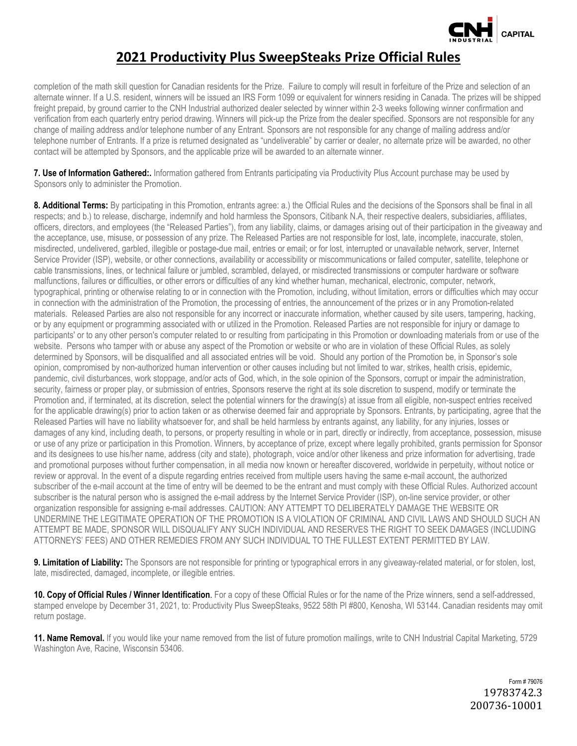completion of the math skill question for Canadian residents for the Prize. Failure to comply will result in forfeiture of the Prize and selection of an alternate winner. If a U.S. resident, winners will be issued an IRS Form 1099 or equivalent for winners residing in Canada. The prizes will be shipped freight prepaid, by ground carrier to the CNH Industrial authorized dealer selected by winner within 2-3 weeks following winner confirmation and verification from each quarterly entry period drawing. Winners will pick-up the Prize from the dealer specified. Sponsors are not responsible for any change of mailing address and/or telephone number of any Entrant. Sponsors are not responsible for any change of mailing address and/or telephone number of Entrants. If a prize is returned designated as "undeliverable" by carrier or dealer, no alternate prize will be awarded, no other contact will be attempted by Sponsors, and the applicable prize will be awarded to an alternate winner.

**7. Use of Information Gathered:.** Information gathered from Entrants participating via Productivity Plus Account purchase may be used by Sponsors only to administer the Promotion.

**8. Additional Terms:** By participating in this Promotion, entrants agree: a.) the Official Rules and the decisions of the Sponsors shall be final in all respects; and b.) to release, discharge, indemnify and hold harmless the Sponsors, Citibank N.A, their respective dealers, subsidiaries, affiliates, officers, directors, and employees (the "Released Parties"), from any liability, claims, or damages arising out of their participation in the giveaway and the acceptance, use, misuse, or possession of any prize. The Released Parties are not responsible for lost, late, incomplete, inaccurate, stolen, misdirected, undelivered, garbled, illegible or postage-due mail, entries or email; or for lost, interrupted or unavailable network, server, Internet Service Provider (ISP), website, or other connections, availability or accessibility or miscommunications or failed computer, satellite, telephone or cable transmissions, lines, or technical failure or jumbled, scrambled, delayed, or misdirected transmissions or computer hardware or software malfunctions, failures or difficulties, or other errors or difficulties of any kind whether human, mechanical, electronic, computer, network, typographical, printing or otherwise relating to or in connection with the Promotion, including, without limitation, errors or difficulties which may occur in connection with the administration of the Promotion, the processing of entries, the announcement of the prizes or in any Promotion-related materials. Released Parties are also not responsible for any incorrect or inaccurate information, whether caused by site users, tampering, hacking, or by any equipment or programming associated with or utilized in the Promotion. Released Parties are not responsible for injury or damage to participants' or to any other person's computer related to or resulting from participating in this Promotion or downloading materials from or use of the website. Persons who tamper with or abuse any aspect of the Promotion or website or who are in violation of these Official Rules, as solely determined by Sponsors, will be disqualified and all associated entries will be void. Should any portion of the Promotion be, in Sponsor's sole opinion, compromised by non-authorized human intervention or other causes including but not limited to war, strikes, health crisis, epidemic, pandemic, civil disturbances, work stoppage, and/or acts of God, which, in the sole opinion of the Sponsors, corrupt or impair the administration, security, fairness or proper play, or submission of entries, Sponsors reserve the right at its sole discretion to suspend, modify or terminate the Promotion and, if terminated, at its discretion, select the potential winners for the drawing(s) at issue from all eligible, non-suspect entries received for the applicable drawing(s) prior to action taken or as otherwise deemed fair and appropriate by Sponsors. Entrants, by participating, agree that the Released Parties will have no liability whatsoever for, and shall be held harmless by entrants against, any liability, for any injuries, losses or damages of any kind, including death, to persons, or property resulting in whole or in part, directly or indirectly, from acceptance, possession, misuse or use of any prize or participation in this Promotion. Winners, by acceptance of prize, except where legally prohibited, grants permission for Sponsor and its designees to use his/her name, address (city and state), photograph, voice and/or other likeness and prize information for advertising, trade and promotional purposes without further compensation, in all media now known or hereafter discovered, worldwide in perpetuity, without notice or review or approval. In the event of a dispute regarding entries received from multiple users having the same e-mail account, the authorized subscriber of the e-mail account at the time of entry will be deemed to be the entrant and must comply with these Official Rules. Authorized account subscriber is the natural person who is assigned the e-mail address by the Internet Service Provider (ISP), on-line service provider, or other organization responsible for assigning e-mail addresses. CAUTION: ANY ATTEMPT TO DELIBERATELY DAMAGE THE WEBSITE OR UNDERMINE THE LEGITIMATE OPERATION OF THE PROMOTION IS A VIOLATION OF CRIMINAL AND CIVIL LAWS AND SHOULD SUCH AN ATTEMPT BE MADE, SPONSOR WILL DISQUALIFY ANY SUCH INDIVIDUAL AND RESERVES THE RIGHT TO SEEK DAMAGES (INCLUDING ATTORNEYS' FEES) AND OTHER REMEDIES FROM ANY SUCH INDIVIDUAL TO THE FULLEST EXTENT PERMITTED BY LAW.

**9. Limitation of Liability:** The Sponsors are not responsible for printing or typographical errors in any giveaway-related material, or for stolen, lost, late, misdirected, damaged, incomplete, or illegible entries.

**10. Copy of Official Rules / Winner Identification**. For a copy of these Official Rules or for the name of the Prize winners, send a self-addressed, stamped envelope by December 31, 2021, to: Productivity Plus SweepSteaks, 9522 58th Pl #800, Kenosha, WI 53144. Canadian residents may omit return postage.

**11. Name Removal.** If you would like your name removed from the list of future promotion mailings, write to CNH Industrial Capital Marketing, 5729 Washington Ave, Racine, Wisconsin 53406.

Form # 79076
19783742.3
200736-10001